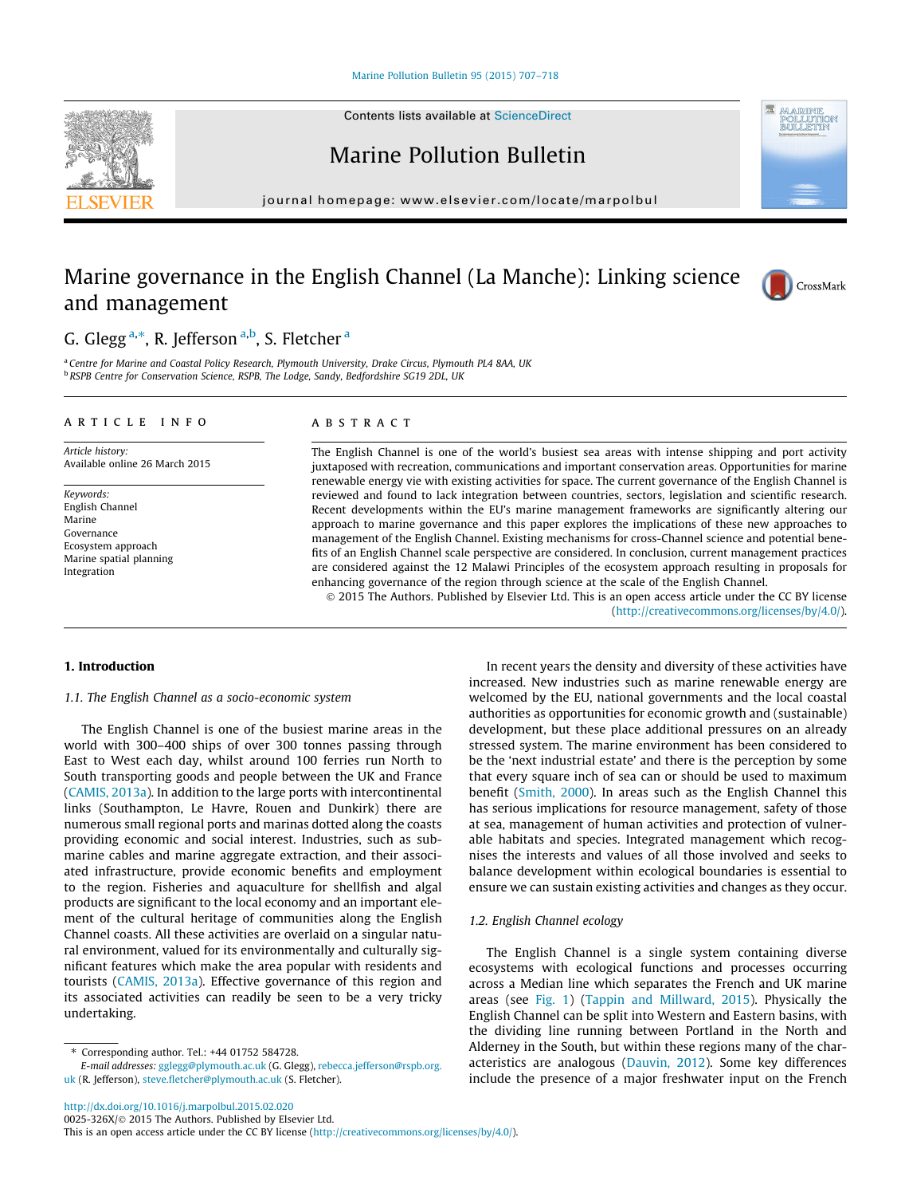# Marine governance in the English Channel (La Manche): Linking science and management

G. Glegg [a,*], R. Jefferson [a,b], S. Fletcher [a]

[a] Centre for Marine and Coastal Policy Research, Plymouth University, Drake Circus, Plymouth PL4 8AA, UK
[b] RSPB Centre for Conservation Science, RSPB, The Lodge, Sandy, Bedfordshire SG19 2DL, UK

**ARTICLE INFO**

*Article history:*
Available online 26 March 2015

*Keywords:*
English Channel
Marine
Governance
Ecosystem approach
Marine spatial planning
Integration

**ABSTRACT**

The English Channel is one of the world's busiest sea areas with intense shipping and port activity juxtaposed with recreation, communications and important conservation areas. Opportunities for marine renewable energy vie with existing activities for space. The current governance of the English Channel is reviewed and found to lack integration between countries, sectors, legislation and scientific research. Recent developments within the EU's marine management frameworks are significantly altering our approach to marine governance and this paper explores the implications of these new approaches to management of the English Channel. Existing mechanisms for cross-Channel science and potential benefits of an English Channel scale perspective are considered. In conclusion, current management practices are considered against the 12 Malawi Principles of the ecosystem approach resulting in proposals for enhancing governance of the region through science at the scale of the English Channel.

© 2015 The Authors. Published by Elsevier Ltd. This is an open access article under the CC BY license (http://creativecommons.org/licenses/by/4.0/).

## 1. Introduction

### 1.1. The English Channel as a socio-economic system

The English Channel is one of the busiest marine areas in the world with 300–400 ships of over 300 tonnes passing through East to West each day, whilst around 100 ferries run North to South transporting goods and people between the UK and France (CAMIS, 2013a). In addition to the large ports with intercontinental links (Southampton, Le Havre, Rouen and Dunkirk) there are numerous small regional ports and marinas dotted along the coasts providing economic and social interest. Industries, such as submarine cables and marine aggregate extraction, and their associated infrastructure, provide economic benefits and employment to the region. Fisheries and aquaculture for shellfish and algal products are significant to the local economy and an important element of the cultural heritage of communities along the English Channel coasts. All these activities are overlaid on a singular natural environment, valued for its environmentally and culturally significant features which make the area popular with residents and tourists (CAMIS, 2013a). Effective governance of this region and its associated activities can readily be seen to be a very tricky undertaking.

In recent years the density and diversity of these activities have increased. New industries such as marine renewable energy are welcomed by the EU, national governments and the local coastal authorities as opportunities for economic growth and (sustainable) development, but these place additional pressures on an already stressed system. The marine environment has been considered to be the 'next industrial estate' and there is the perception by some that every square inch of sea can or should be used to maximum benefit (Smith, 2000). In areas such as the English Channel this has serious implications for resource management, safety of those at sea, management of human activities and protection of vulnerable habitats and species. Integrated management which recognises the interests and values of all those involved and seeks to balance development within ecological boundaries is essential to ensure we can sustain existing activities and changes as they occur.

### 1.2. English Channel ecology

The English Channel is a single system containing diverse ecosystems with ecological functions and processes occurring across a Median line which separates the French and UK marine areas (see Fig. 1) (Tappin and Millward, 2015). Physically the English Channel can be split into Western and Eastern basins, with the dividing line running between Portland in the North and Alderney in the South, but within these regions many of the characteristics are analogous (Dauvin, 2012). Some key differences include the presence of a major freshwater input on the French

---

* Corresponding author. Tel.: +44 01752 584728.
*E-mail addresses:* gglegg@plymouth.ac.uk (G. Glegg), rebecca.jefferson@rspb.org.uk (R. Jefferson), steve.fletcher@plymouth.ac.uk (S. Fletcher).

http://dx.doi.org/10.1016/j.marpolbul.2015.02.020
0025-326X/© 2015 The Authors. Published by Elsevier Ltd.
This is an open access article under the CC BY license (http://creativecommons.org/licenses/by/4.0/).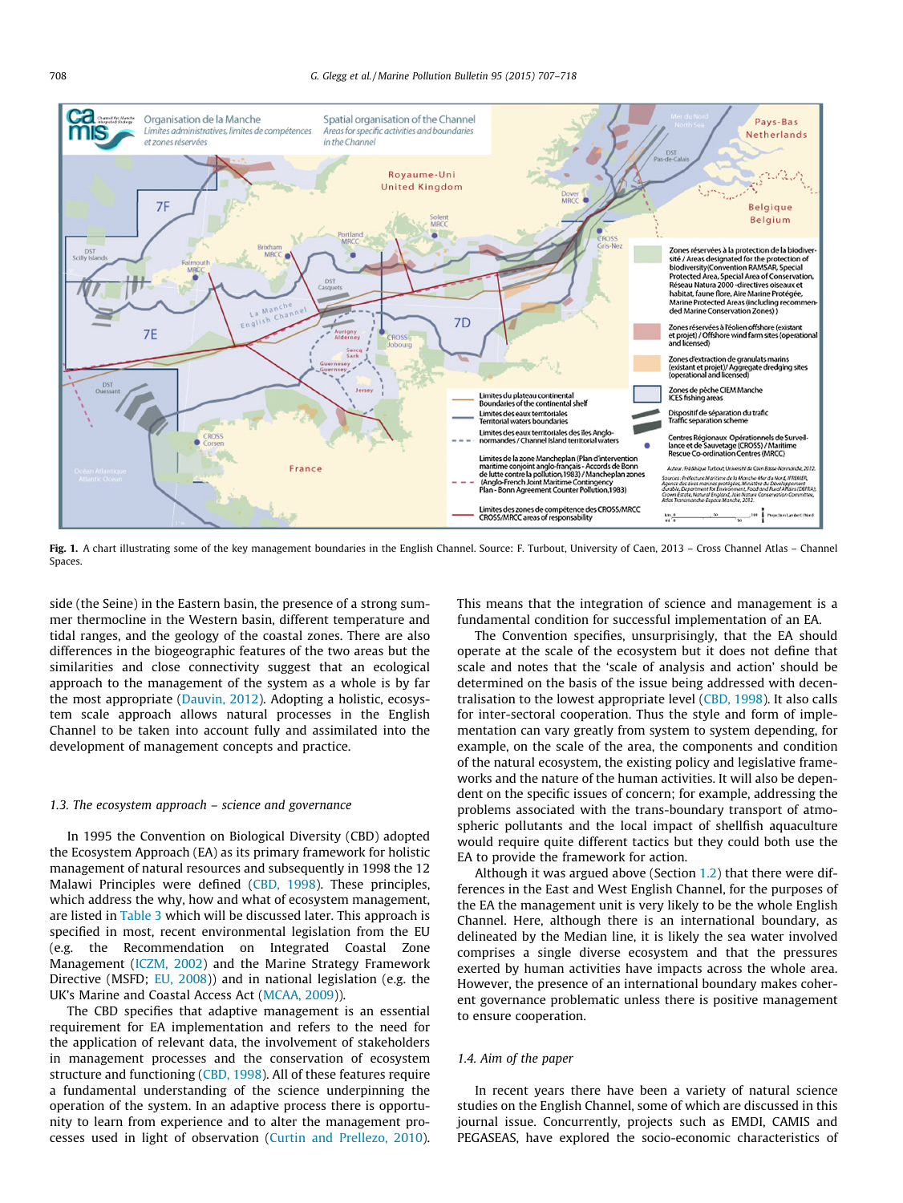**Fig. 1.** A chart illustrating some of the key management boundaries in the English Channel. Source: F. Turbout, University of Caen, 2013 – Cross Channel Atlas – Channel Spaces.

side (the Seine) in the Eastern basin, the presence of a strong summer thermocline in the Western basin, different temperature and tidal ranges, and the geology of the coastal zones. There are also differences in the biogeographic features of the two areas but the similarities and close connectivity suggest that an ecological approach to the management of the system as a whole is by far the most appropriate (Dauvin, 2012). Adopting a holistic, ecosystem scale approach allows natural processes in the English Channel to be taken into account fully and assimilated into the development of management concepts and practice.

### 1.3. The ecosystem approach – science and governance

In 1995 the Convention on Biological Diversity (CBD) adopted the Ecosystem Approach (EA) as its primary framework for holistic management of natural resources and subsequently in 1998 the 12 Malawi Principles were defined (CBD, 1998). These principles, which address the why, how and what of ecosystem management, are listed in Table 3 which will be discussed later. This approach is specified in most, recent environmental legislation from the EU (e.g. the Recommendation on Integrated Coastal Zone Management (ICZM, 2002) and the Marine Strategy Framework Directive (MSFD; EU, 2008)) and in national legislation (e.g. the UK's Marine and Coastal Access Act (MCAA, 2009)).

The CBD specifies that adaptive management is an essential requirement for EA implementation and refers to the need for the application of relevant data, the involvement of stakeholders in management processes and the conservation of ecosystem structure and functioning (CBD, 1998). All of these features require a fundamental understanding of the science underpinning the operation of the system. In an adaptive process there is opportunity to learn from experience and to alter the management processes used in light of observation (Curtin and Prellezo, 2010). This means that the integration of science and management is a fundamental condition for successful implementation of an EA.

The Convention specifies, unsurprisingly, that the EA should operate at the scale of the ecosystem but it does not define that scale and notes that the 'scale of analysis and action' should be determined on the basis of the issue being addressed with decentralisation to the lowest appropriate level (CBD, 1998). It also calls for inter-sectoral cooperation. Thus the style and form of implementation can vary greatly from system to system depending, for example, on the scale of the area, the components and condition of the natural ecosystem, the existing policy and legislative frameworks and the nature of the human activities. It will also be dependent on the specific issues of concern; for example, addressing the problems associated with the trans-boundary transport of atmospheric pollutants and the local impact of shellfish aquaculture would require quite different tactics but they could both use the EA to provide the framework for action.

Although it was argued above (Section 1.2) that there were differences in the East and West English Channel, for the purposes of the EA the management unit is very likely to be the whole English Channel. Here, although there is an international boundary, as delineated by the Median line, it is likely the sea water involved comprises a single diverse ecosystem and that the pressures exerted by human activities have impacts across the whole area. However, the presence of an international boundary makes coherent governance problematic unless there is positive management to ensure cooperation.

### 1.4. Aim of the paper

In recent years there have been a variety of natural science studies on the English Channel, some of which are discussed in this journal issue. Concurrently, projects such as EMDI, CAMIS and PEGASEAS, have explored the socio-economic characteristics of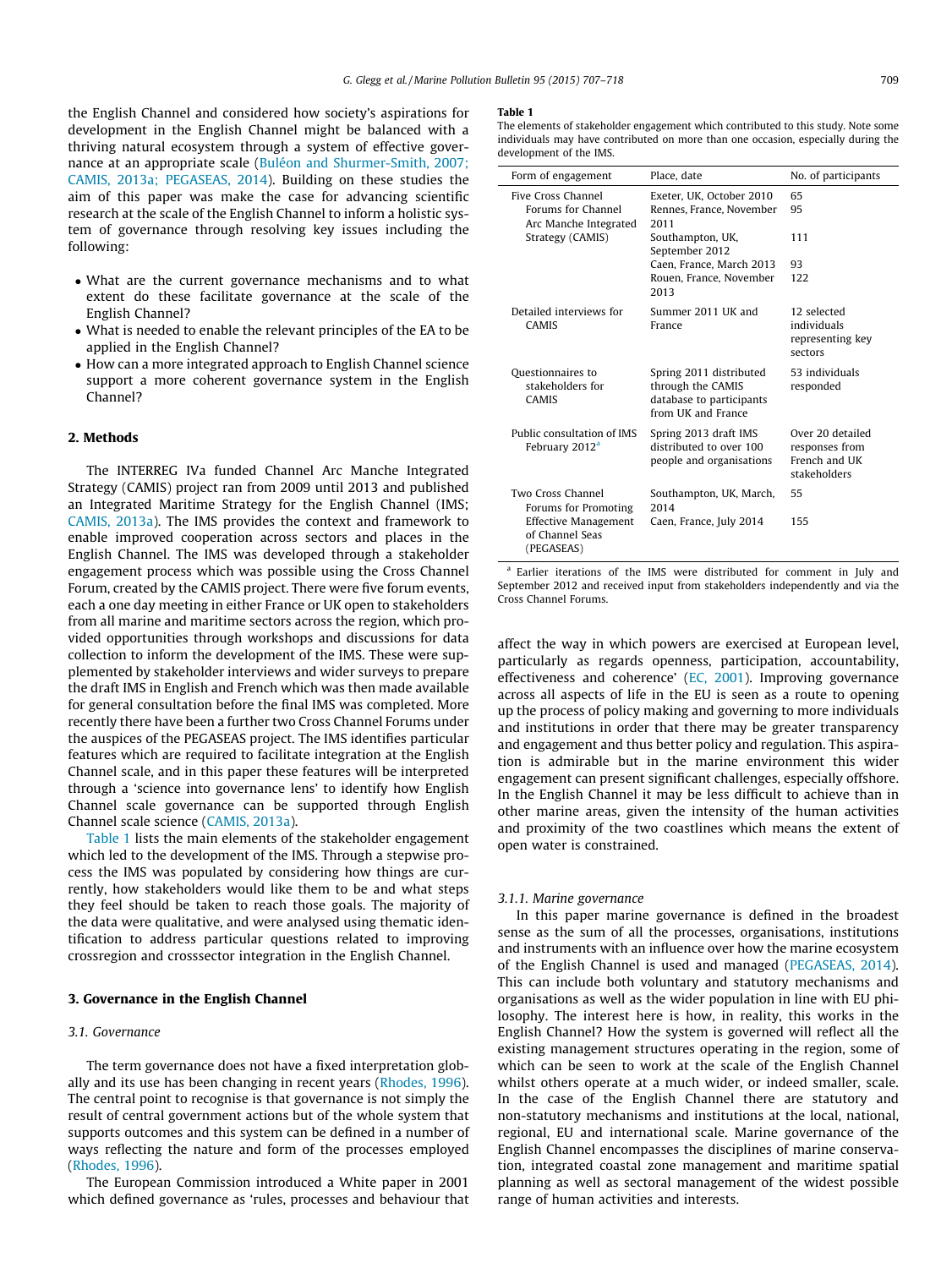the English Channel and considered how society's aspirations for development in the English Channel might be balanced with a thriving natural ecosystem through a system of effective governance at an appropriate scale (Buléon and Shurmer-Smith, 2007; CAMIS, 2013a; PEGASEAS, 2014). Building on these studies the aim of this paper was make the case for advancing scientific research at the scale of the English Channel to inform a holistic system of governance through resolving key issues including the following:

- What are the current governance mechanisms and to what extent do these facilitate governance at the scale of the English Channel?
- What is needed to enable the relevant principles of the EA to be applied in the English Channel?
- How can a more integrated approach to English Channel science support a more coherent governance system in the English Channel?

## 2. Methods

The INTERREG IVa funded Channel Arc Manche Integrated Strategy (CAMIS) project ran from 2009 until 2013 and published an Integrated Maritime Strategy for the English Channel (IMS; CAMIS, 2013a). The IMS provides the context and framework to enable improved cooperation across sectors and places in the English Channel. The IMS was developed through a stakeholder engagement process which was possible using the Cross Channel Forum, created by the CAMIS project. There were five forum events, each a one day meeting in either France or UK open to stakeholders from all marine and maritime sectors across the region, which provided opportunities through workshops and discussions for data collection to inform the development of the IMS. These were supplemented by stakeholder interviews and wider surveys to prepare the draft IMS in English and French which was then made available for general consultation before the final IMS was completed. More recently there have been a further two Cross Channel Forums under the auspices of the PEGASEAS project. The IMS identifies particular features which are required to facilitate integration at the English Channel scale, and in this paper these features will be interpreted through a 'science into governance lens' to identify how English Channel scale governance can be supported through English Channel scale science (CAMIS, 2013a).

Table 1 lists the main elements of the stakeholder engagement which led to the development of the IMS. Through a stepwise process the IMS was populated by considering how things are currently, how stakeholders would like them to be and what steps they feel should be taken to reach those goals. The majority of the data were qualitative, and were analysed using thematic identification to address particular questions related to improving crossregion and crosssector integration in the English Channel.

**Table 1**
The elements of stakeholder engagement which contributed to this study. Note some individuals may have contributed on more than one occasion, especially during the development of the IMS.

| Form of engagement | Place, date | No. of participants |
|---|---|---|
| Five Cross Channel Forums for Channel Arc Manche Integrated Strategy (CAMIS) | Exeter, UK, October 2010 | 65 |
| | Rennes, France, November 2011 | 95 |
| | Southampton, UK, September 2012 | 111 |
| | Caen, France, March 2013 | 93 |
| | Rouen, France, November 2013 | 122 |
| Detailed interviews for CAMIS | Summer 2011 UK and France | 12 selected individuals representing key sectors |
| Questionnaires to stakeholders for CAMIS | Spring 2011 distributed through the CAMIS database to participants from UK and France | 53 individuals responded |
| Public consultation of IMS February 2012[a] | Spring 2013 draft IMS distributed to over 100 people and organisations | Over 20 detailed responses from French and UK stakeholders |
| Two Cross Channel Forums for Promoting Effective Management of Channel Seas (PEGASEAS) | Southampton, UK, March, 2014 | 55 |
| | Caen, France, July 2014 | 155 |

[a] Earlier iterations of the IMS were distributed for comment in July and September 2012 and received input from stakeholders independently and via the Cross Channel Forums.

## 3. Governance in the English Channel

### 3.1. Governance

The term governance does not have a fixed interpretation globally and its use has been changing in recent years (Rhodes, 1996). The central point to recognise is that governance is not simply the result of central government actions but of the whole system that supports outcomes and this system can be defined in a number of ways reflecting the nature and form of the processes employed (Rhodes, 1996).

The European Commission introduced a White paper in 2001 which defined governance as 'rules, processes and behaviour that affect the way in which powers are exercised at European level, particularly as regards openness, participation, accountability, effectiveness and coherence' (EC, 2001). Improving governance across all aspects of life in the EU is seen as a route to opening up the process of policy making and governing to more individuals and institutions in order that there may be greater transparency and engagement and thus better policy and regulation. This aspiration is admirable but in the marine environment this wider engagement can present significant challenges, especially offshore. In the English Channel it may be less difficult to achieve than in other marine areas, given the intensity of the human activities and proximity of the two coastlines which means the extent of open water is constrained.

#### 3.1.1. Marine governance

In this paper marine governance is defined in the broadest sense as the sum of all the processes, organisations, institutions and instruments with an influence over how the marine ecosystem of the English Channel is used and managed (PEGASEAS, 2014). This can include both voluntary and statutory mechanisms and organisations as well as the wider population in line with EU philosophy. The interest here is how, in reality, this works in the English Channel? How the system is governed will reflect all the existing management structures operating in the region, some of which can be seen to work at the scale of the English Channel whilst others operate at a much wider, or indeed smaller, scale. In the case of the English Channel there are statutory and non-statutory mechanisms and institutions at the local, national, regional, EU and international scale. Marine governance of the English Channel encompasses the disciplines of marine conservation, integrated coastal zone management and maritime spatial planning as well as sectoral management of the widest possible range of human activities and interests.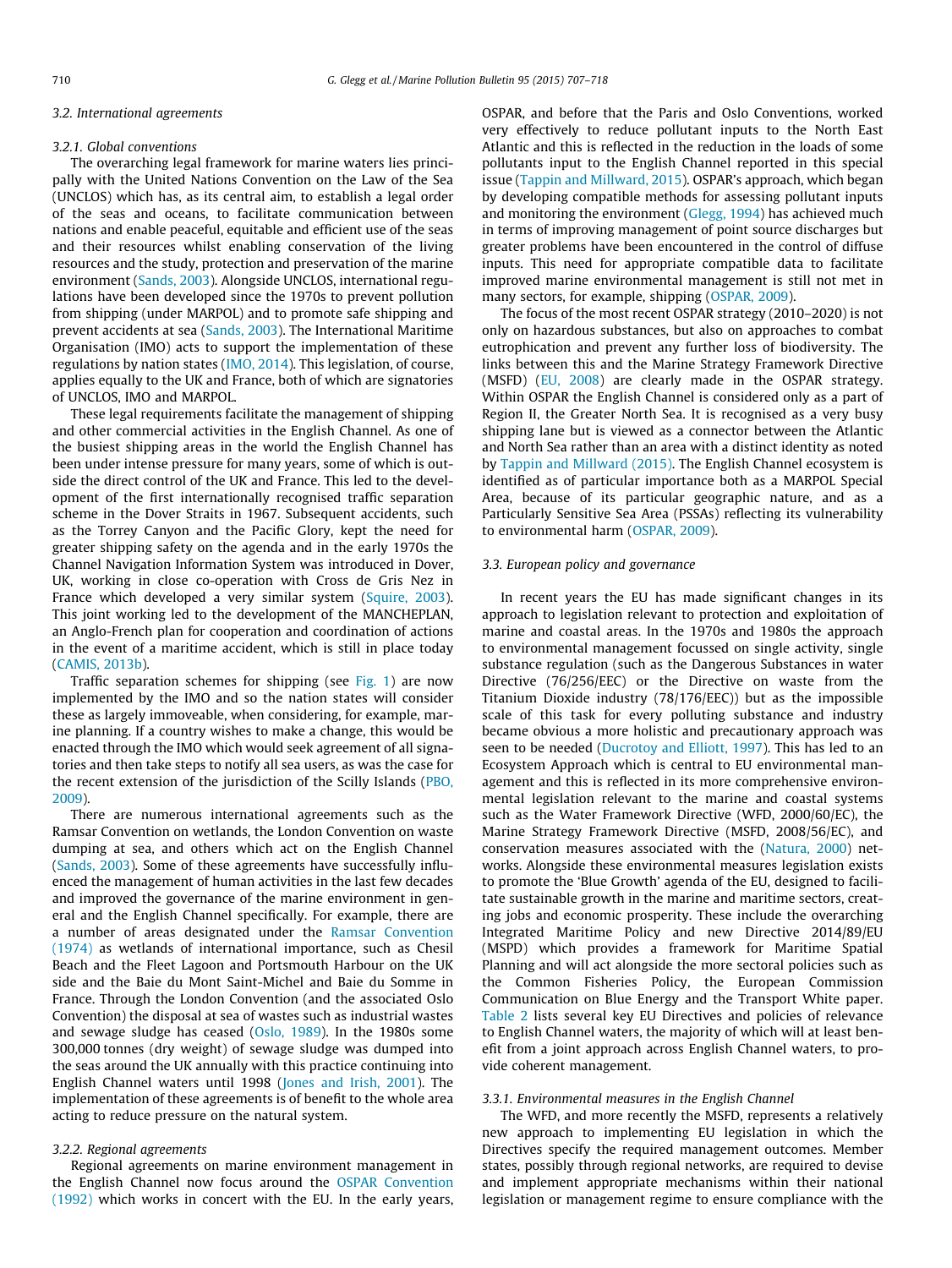### 3.2. International agreements

#### 3.2.1. Global conventions

The overarching legal framework for marine waters lies principally with the United Nations Convention on the Law of the Sea (UNCLOS) which has, as its central aim, to establish a legal order of the seas and oceans, to facilitate communication between nations and enable peaceful, equitable and efficient use of the seas and their resources whilst enabling conservation of the living resources and the study, protection and preservation of the marine environment (Sands, 2003). Alongside UNCLOS, international regulations have been developed since the 1970s to prevent pollution from shipping (under MARPOL) and to promote safe shipping and prevent accidents at sea (Sands, 2003). The International Maritime Organisation (IMO) acts to support the implementation of these regulations by nation states (IMO, 2014). This legislation, of course, applies equally to the UK and France, both of which are signatories of UNCLOS, IMO and MARPOL.

These legal requirements facilitate the management of shipping and other commercial activities in the English Channel. As one of the busiest shipping areas in the world the English Channel has been under intense pressure for many years, some of which is outside the direct control of the UK and France. This led to the development of the first internationally recognised traffic separation scheme in the Dover Straits in 1967. Subsequent accidents, such as the Torrey Canyon and the Pacific Glory, kept the need for greater shipping safety on the agenda and in the early 1970s the Channel Navigation Information System was introduced in Dover, UK, working in close co-operation with Cross de Gris Nez in France which developed a very similar system (Squire, 2003). This joint working led to the development of the MANCHEPLAN, an Anglo-French plan for cooperation and coordination of actions in the event of a maritime accident, which is still in place today (CAMIS, 2013b).

Traffic separation schemes for shipping (see Fig. 1) are now implemented by the IMO and so the nation states will consider these as largely immoveable, when considering, for example, marine planning. If a country wishes to make a change, this would be enacted through the IMO which would seek agreement of all signatories and then take steps to notify all sea users, as was the case for the recent extension of the jurisdiction of the Scilly Islands (PBO, 2009).

There are numerous international agreements such as the Ramsar Convention on wetlands, the London Convention on waste dumping at sea, and others which act on the English Channel (Sands, 2003). Some of these agreements have successfully influenced the management of human activities in the last few decades and improved the governance of the marine environment in general and the English Channel specifically. For example, there are a number of areas designated under the Ramsar Convention (1974) as wetlands of international importance, such as Chesil Beach and the Fleet Lagoon and Portsmouth Harbour on the UK side and the Baie du Mont Saint-Michel and Baie du Somme in France. Through the London Convention (and the associated Oslo Convention) the disposal at sea of wastes such as industrial wastes and sewage sludge has ceased (Oslo, 1989). In the 1980s some 300,000 tonnes (dry weight) of sewage sludge was dumped into the seas around the UK annually with this practice continuing into English Channel waters until 1998 (Jones and Irish, 2001). The implementation of these agreements is of benefit to the whole area acting to reduce pressure on the natural system.

#### 3.2.2. Regional agreements

Regional agreements on marine environment management in the English Channel now focus around the OSPAR Convention (1992) which works in concert with the EU. In the early years, OSPAR, and before that the Paris and Oslo Conventions, worked very effectively to reduce pollutant inputs to the North East Atlantic and this is reflected in the reduction in the loads of some pollutants input to the English Channel reported in this special issue (Tappin and Millward, 2015). OSPAR's approach, which began by developing compatible methods for assessing pollutant inputs and monitoring the environment (Glegg, 1994) has achieved much in terms of improving management of point source discharges but greater problems have been encountered in the control of diffuse inputs. This need for appropriate compatible data to facilitate improved marine environmental management is still not met in many sectors, for example, shipping (OSPAR, 2009).

The focus of the most recent OSPAR strategy (2010–2020) is not only on hazardous substances, but also on approaches to combat eutrophication and prevent any further loss of biodiversity. The links between this and the Marine Strategy Framework Directive (MSFD) (EU, 2008) are clearly made in the OSPAR strategy. Within OSPAR the English Channel is considered only as a part of Region II, the Greater North Sea. It is recognised as a very busy shipping lane but is viewed as a connector between the Atlantic and North Sea rather than an area with a distinct identity as noted by Tappin and Millward (2015). The English Channel ecosystem is identified as of particular importance both as a MARPOL Special Area, because of its particular geographic nature, and as a Particularly Sensitive Sea Area (PSSAs) reflecting its vulnerability to environmental harm (OSPAR, 2009).

### 3.3. European policy and governance

In recent years the EU has made significant changes in its approach to legislation relevant to protection and exploitation of marine and coastal areas. In the 1970s and 1980s the approach to environmental management focussed on single activity, single substance regulation (such as the Dangerous Substances in water Directive (76/256/EEC) or the Directive on waste from the Titanium Dioxide industry (78/176/EEC)) but as the impossible scale of this task for every polluting substance and industry became obvious a more holistic and precautionary approach was seen to be needed (Ducrotoy and Elliott, 1997). This has led to an Ecosystem Approach which is central to EU environmental management and this is reflected in its more comprehensive environmental legislation relevant to the marine and coastal systems such as the Water Framework Directive (WFD, 2000/60/EC), the Marine Strategy Framework Directive (MSFD, 2008/56/EC), and conservation measures associated with the (Natura, 2000) networks. Alongside these environmental measures legislation exists to promote the 'Blue Growth' agenda of the EU, designed to facilitate sustainable growth in the marine and maritime sectors, creating jobs and economic prosperity. These include the overarching Integrated Maritime Policy and new Directive 2014/89/EU (MSPD) which provides a framework for Maritime Spatial Planning and will act alongside the more sectoral policies such as the Common Fisheries Policy, the European Commission Communication on Blue Energy and the Transport White paper. Table 2 lists several key EU Directives and policies of relevance to English Channel waters, the majority of which will at least benefit from a joint approach across English Channel waters, to provide coherent management.

#### 3.3.1. Environmental measures in the English Channel

The WFD, and more recently the MSFD, represents a relatively new approach to implementing EU legislation in which the Directives specify the required management outcomes. Member states, possibly through regional networks, are required to devise and implement appropriate mechanisms within their national legislation or management regime to ensure compliance with the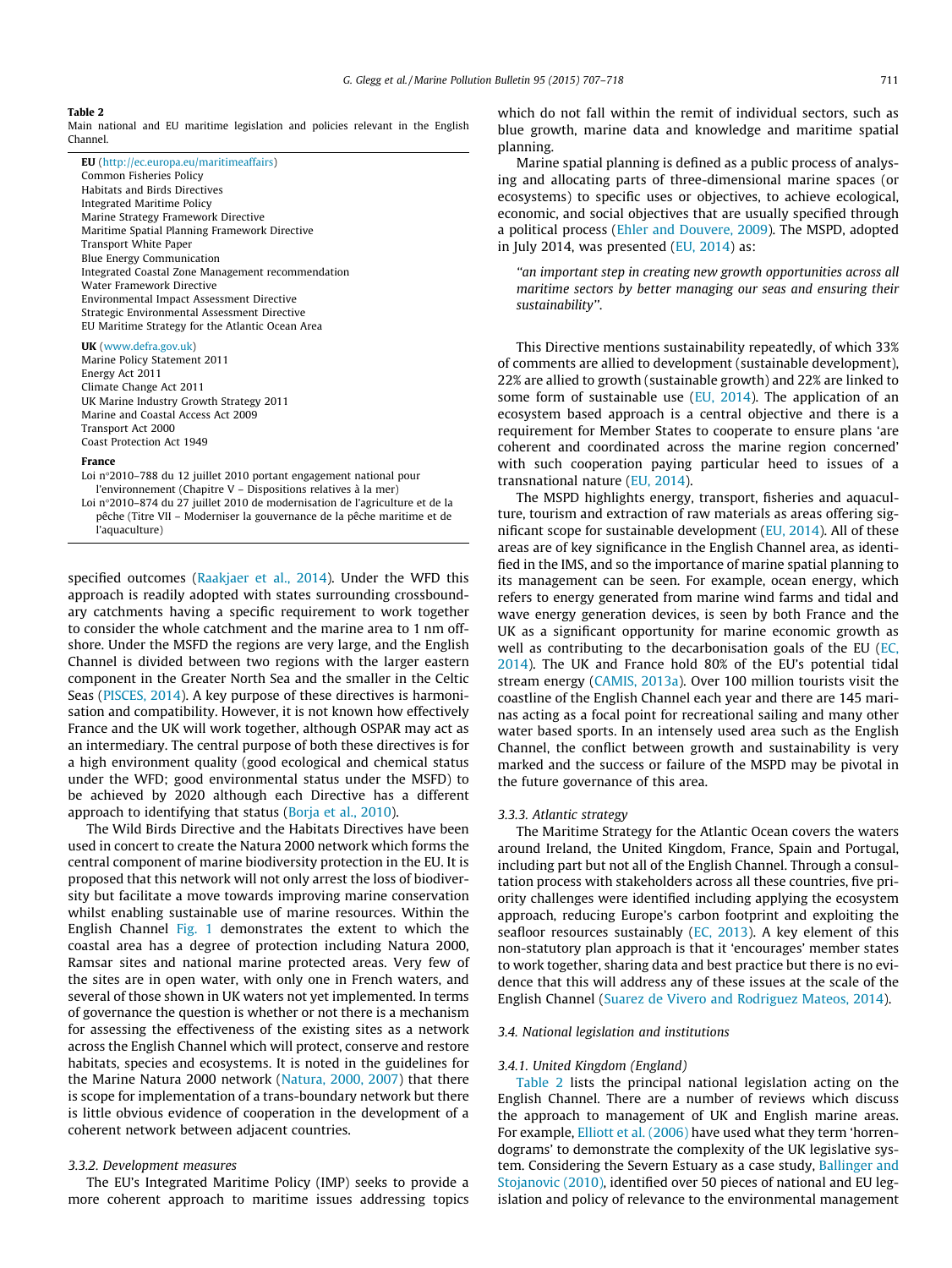**Table 2**
Main national and EU maritime legislation and policies relevant in the English Channel.

| |
|---|
| **EU** (http://ec.europa.eu/maritimeaffairs) |
| Common Fisheries Policy |
| Habitats and Birds Directives |
| Integrated Maritime Policy |
| Marine Strategy Framework Directive |
| Maritime Spatial Planning Framework Directive |
| Transport White Paper |
| Blue Energy Communication |
| Integrated Coastal Zone Management recommendation |
| Water Framework Directive |
| Environmental Impact Assessment Directive |
| Strategic Environmental Assessment Directive |
| EU Maritime Strategy for the Atlantic Ocean Area |
| **UK** (www.defra.gov.uk) |
| Marine Policy Statement 2011 |
| Energy Act 2011 |
| Climate Change Act 2011 |
| UK Marine Industry Growth Strategy 2011 |
| Marine and Coastal Access Act 2009 |
| Transport Act 2000 |
| Coast Protection Act 1949 |
| **France** |
| Loi n°2010–788 du 12 juillet 2010 portant engagement national pour l'environnement (Chapitre V – Dispositions relatives à la mer) |
| Loi n°2010–874 du 27 juillet 2010 de modernisation de l'agriculture et de la pêche (Titre VII – Moderniser la gouvernance de la pêche maritime et de l'aquaculture) |

specified outcomes (Raakjaer et al., 2014). Under the WFD this approach is readily adopted with states surrounding crossboundary catchments having a specific requirement to work together to consider the whole catchment and the marine area to 1 nm offshore. Under the MSFD the regions are very large, and the English Channel is divided between two regions with the larger eastern component in the Greater North Sea and the smaller in the Celtic Seas (PISCES, 2014). A key purpose of these directives is harmonisation and compatibility. However, it is not known how effectively France and the UK will work together, although OSPAR may act as an intermediary. The central purpose of both these directives is for a high environment quality (good ecological and chemical status under the WFD; good environmental status under the MSFD) to be achieved by 2020 although each Directive has a different approach to identifying that status (Borja et al., 2010).

The Wild Birds Directive and the Habitats Directives have been used in concert to create the Natura 2000 network which forms the central component of marine biodiversity protection in the EU. It is proposed that this network will not only arrest the loss of biodiversity but facilitate a move towards improving marine conservation whilst enabling sustainable use of marine resources. Within the English Channel Fig. 1 demonstrates the extent to which the coastal area has a degree of protection including Natura 2000, Ramsar sites and national marine protected areas. Very few of the sites are in open water, with only one in French waters, and several of those shown in UK waters not yet implemented. In terms of governance the question is whether or not there is a mechanism for assessing the effectiveness of the existing sites as a network across the English Channel which will protect, conserve and restore habitats, species and ecosystems. It is noted in the guidelines for the Marine Natura 2000 network (Natura, 2000, 2007) that there is scope for implementation of a trans-boundary network but there is little obvious evidence of cooperation in the development of a coherent network between adjacent countries.

### 3.3.2. Development measures

The EU's Integrated Maritime Policy (IMP) seeks to provide a more coherent approach to maritime issues addressing topics which do not fall within the remit of individual sectors, such as blue growth, marine data and knowledge and maritime spatial planning.

Marine spatial planning is defined as a public process of analysing and allocating parts of three-dimensional marine spaces (or ecosystems) to specific uses or objectives, to achieve ecological, economic, and social objectives that are usually specified through a political process (Ehler and Douvere, 2009). The MSPD, adopted in July 2014, was presented (EU, 2014) as:

> *"an important step in creating new growth opportunities across all maritime sectors by better managing our seas and ensuring their sustainability".*

This Directive mentions sustainability repeatedly, of which 33% of comments are allied to development (sustainable development), 22% are allied to growth (sustainable growth) and 22% are linked to some form of sustainable use (EU, 2014). The application of an ecosystem based approach is a central objective and there is a requirement for Member States to cooperate to ensure plans 'are coherent and coordinated across the marine region concerned' with such cooperation paying particular heed to issues of a transnational nature (EU, 2014).

The MSPD highlights energy, transport, fisheries and aquaculture, tourism and extraction of raw materials as areas offering significant scope for sustainable development (EU, 2014). All of these areas are of key significance in the English Channel area, as identified in the IMS, and so the importance of marine spatial planning to its management can be seen. For example, ocean energy, which refers to energy generated from marine wind farms and tidal and wave energy generation devices, is seen by both France and the UK as a significant opportunity for marine economic growth as well as contributing to the decarbonisation goals of the EU (EC, 2014). The UK and France hold 80% of the EU's potential tidal stream energy (CAMIS, 2013a). Over 100 million tourists visit the coastline of the English Channel each year and there are 145 marinas acting as a focal point for recreational sailing and many other water based sports. In an intensely used area such as the English Channel, the conflict between growth and sustainability is very marked and the success or failure of the MSPD may be pivotal in the future governance of this area.

### 3.3.3. Atlantic strategy

The Maritime Strategy for the Atlantic Ocean covers the waters around Ireland, the United Kingdom, France, Spain and Portugal, including part but not all of the English Channel. Through a consultation process with stakeholders across all these countries, five priority challenges were identified including applying the ecosystem approach, reducing Europe's carbon footprint and exploiting the seafloor resources sustainably (EC, 2013). A key element of this non-statutory plan approach is that it 'encourages' member states to work together, sharing data and best practice but there is no evidence that this will address any of these issues at the scale of the English Channel (Suarez de Vivero and Rodriguez Mateos, 2014).

## 3.4. National legislation and institutions

### 3.4.1. United Kingdom (England)

Table 2 lists the principal national legislation acting on the English Channel. There are a number of reviews which discuss the approach to management of UK and English marine areas. For example, Elliott et al. (2006) have used what they term 'horrendograms' to demonstrate the complexity of the UK legislative system. Considering the Severn Estuary as a case study, Ballinger and Stojanovic (2010), identified over 50 pieces of national and EU legislation and policy of relevance to the environmental management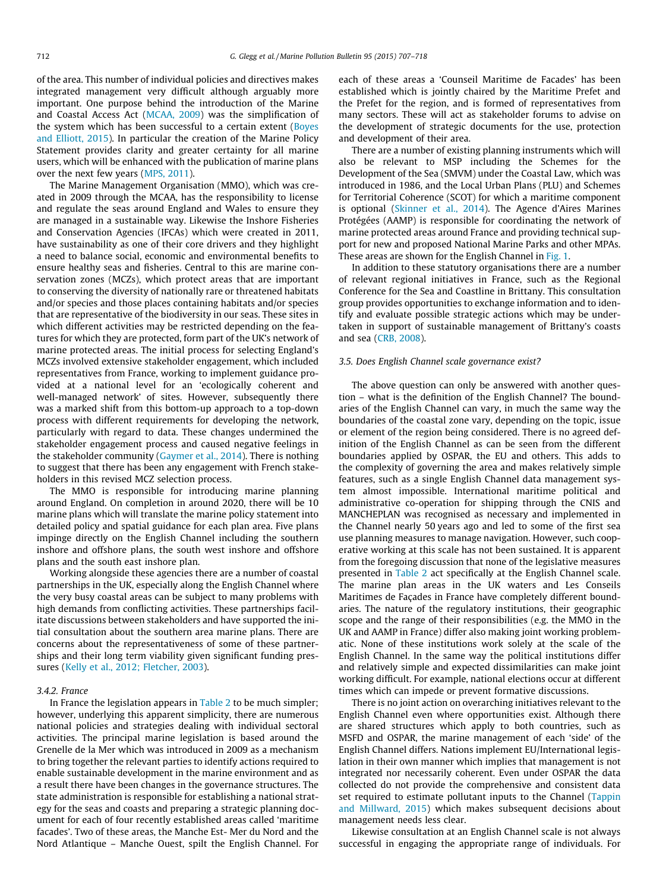of the area. This number of individual policies and directives makes integrated management very difficult although arguably more important. One purpose behind the introduction of the Marine and Coastal Access Act (MCAA, 2009) was the simplification of the system which has been successful to a certain extent (Boyes and Elliott, 2015). In particular the creation of the Marine Policy Statement provides clarity and greater certainty for all marine users, which will be enhanced with the publication of marine plans over the next few years (MPS, 2011).

The Marine Management Organisation (MMO), which was created in 2009 through the MCAA, has the responsibility to license and regulate the seas around England and Wales to ensure they are managed in a sustainable way. Likewise the Inshore Fisheries and Conservation Agencies (IFCAs) which were created in 2011, have sustainability as one of their core drivers and they highlight a need to balance social, economic and environmental benefits to ensure healthy seas and fisheries. Central to this are marine conservation zones (MCZs), which protect areas that are important to conserving the diversity of nationally rare or threatened habitats and/or species and those places containing habitats and/or species that are representative of the biodiversity in our seas. These sites in which different activities may be restricted depending on the features for which they are protected, form part of the UK's network of marine protected areas. The initial process for selecting England's MCZs involved extensive stakeholder engagement, which included representatives from France, working to implement guidance provided at a national level for an 'ecologically coherent and well-managed network' of sites. However, subsequently there was a marked shift from this bottom-up approach to a top-down process with different requirements for developing the network, particularly with regard to data. These changes undermined the stakeholder engagement process and caused negative feelings in the stakeholder community (Gaymer et al., 2014). There is nothing to suggest that there has been any engagement with French stakeholders in this revised MCZ selection process.

The MMO is responsible for introducing marine planning around England. On completion in around 2020, there will be 10 marine plans which will translate the marine policy statement into detailed policy and spatial guidance for each plan area. Five plans impinge directly on the English Channel including the southern inshore and offshore plans, the south west inshore and offshore plans and the south east inshore plan.

Working alongside these agencies there are a number of coastal partnerships in the UK, especially along the English Channel where the very busy coastal areas can be subject to many problems with high demands from conflicting activities. These partnerships facilitate discussions between stakeholders and have supported the initial consultation about the southern area marine plans. There are concerns about the representativeness of some of these partnerships and their long term viability given significant funding pressures (Kelly et al., 2012; Fletcher, 2003).

#### 3.4.2. France

In France the legislation appears in Table 2 to be much simpler; however, underlying this apparent simplicity, there are numerous national policies and strategies dealing with individual sectoral activities. The principal marine legislation is based around the Grenelle de la Mer which was introduced in 2009 as a mechanism to bring together the relevant parties to identify actions required to enable sustainable development in the marine environment and as a result there have been changes in the governance structures. The state administration is responsible for establishing a national strategy for the seas and coasts and preparing a strategic planning document for each of four recently established areas called 'maritime facades'. Two of these areas, the Manche Est- Mer du Nord and the Nord Atlantique – Manche Ouest, spilt the English Channel. For each of these areas a 'Counseil Maritime de Facades' has been established which is jointly chaired by the Maritime Prefet and the Prefet for the region, and is formed of representatives from many sectors. These will act as stakeholder forums to advise on the development of strategic documents for the use, protection and development of their area.

There are a number of existing planning instruments which will also be relevant to MSP including the Schemes for the Development of the Sea (SMVM) under the Coastal Law, which was introduced in 1986, and the Local Urban Plans (PLU) and Schemes for Territorial Coherence (SCOT) for which a maritime component is optional (Skinner et al., 2014). The Agence d'Aires Marines Protégées (AAMP) is responsible for coordinating the network of marine protected areas around France and providing technical support for new and proposed National Marine Parks and other MPAs. These areas are shown for the English Channel in Fig. 1.

In addition to these statutory organisations there are a number of relevant regional initiatives in France, such as the Regional Conference for the Sea and Coastline in Brittany. This consultation group provides opportunities to exchange information and to identify and evaluate possible strategic actions which may be undertaken in support of sustainable management of Brittany's coasts and sea (CRB, 2008).

### 3.5. Does English Channel scale governance exist?

The above question can only be answered with another question – what is the definition of the English Channel? The boundaries of the English Channel can vary, in much the same way the boundaries of the coastal zone vary, depending on the topic, issue or element of the region being considered. There is no agreed definition of the English Channel as can be seen from the different boundaries applied by OSPAR, the EU and others. This adds to the complexity of governing the area and makes relatively simple features, such as a single English Channel data management system almost impossible. International maritime political and administrative co-operation for shipping through the CNIS and MANCHEPLAN was recognised as necessary and implemented in the Channel nearly 50 years ago and led to some of the first sea use planning measures to manage navigation. However, such cooperative working at this scale has not been sustained. It is apparent from the foregoing discussion that none of the legislative measures presented in Table 2 act specifically at the English Channel scale. The marine plan areas in the UK waters and Les Conseils Maritimes de Façades in France have completely different boundaries. The nature of the regulatory institutions, their geographic scope and the range of their responsibilities (e.g. the MMO in the UK and AAMP in France) differ also making joint working problematic. None of these institutions work solely at the scale of the English Channel. In the same way the political institutions differ and relatively simple and expected dissimilarities can make joint working difficult. For example, national elections occur at different times which can impede or prevent formative discussions.

There is no joint action on overarching initiatives relevant to the English Channel even where opportunities exist. Although there are shared structures which apply to both countries, such as MSFD and OSPAR, the marine management of each 'side' of the English Channel differs. Nations implement EU/International legislation in their own manner which implies that management is not integrated nor necessarily coherent. Even under OSPAR the data collected do not provide the comprehensive and consistent data set required to estimate pollutant inputs to the Channel (Tappin and Millward, 2015) which makes subsequent decisions about management needs less clear.

Likewise consultation at an English Channel scale is not always successful in engaging the appropriate range of individuals. For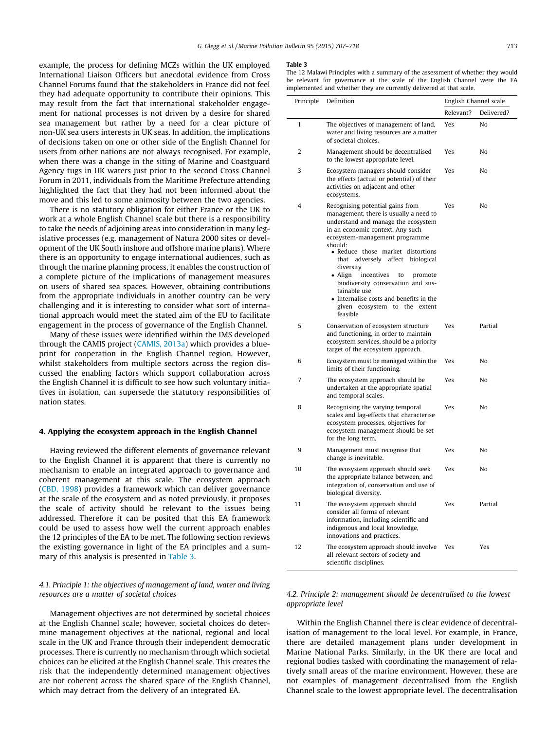example, the process for defining MCZs within the UK employed International Liaison Officers but anecdotal evidence from Cross Channel Forums found that the stakeholders in France did not feel they had adequate opportunity to contribute their opinions. This may result from the fact that international stakeholder engagement for national processes is not driven by a desire for shared sea management but rather by a need for a clear picture of non-UK sea users interests in UK seas. In addition, the implications of decisions taken on one or other side of the English Channel for users from other nations are not always recognised. For example, when there was a change in the siting of Marine and Coastguard Agency tugs in UK waters just prior to the second Cross Channel Forum in 2011, individuals from the Maritime Prefecture attending highlighted the fact that they had not been informed about the move and this led to some animosity between the two agencies.

There is no statutory obligation for either France or the UK to work at a whole English Channel scale but there is a responsibility to take the needs of adjoining areas into consideration in many legislative processes (e.g. management of Natura 2000 sites or development of the UK South inshore and offshore marine plans). Where there is an opportunity to engage international audiences, such as through the marine planning process, it enables the construction of a complete picture of the implications of management measures on users of shared sea spaces. However, obtaining contributions from the appropriate individuals in another country can be very challenging and it is interesting to consider what sort of international approach would meet the stated aim of the EU to facilitate engagement in the process of governance of the English Channel.

Many of these issues were identified within the IMS developed through the CAMIS project (CAMIS, 2013a) which provides a blueprint for cooperation in the English Channel region. However, whilst stakeholders from multiple sectors across the region discussed the enabling factors which support collaboration across the English Channel it is difficult to see how such voluntary initiatives in isolation, can supersede the statutory responsibilities of nation states.

## 4. Applying the ecosystem approach in the English Channel

Having reviewed the different elements of governance relevant to the English Channel it is apparent that there is currently no mechanism to enable an integrated approach to governance and coherent management at this scale. The ecosystem approach (CBD, 1998) provides a framework which can deliver governance at the scale of the ecosystem and as noted previously, it proposes the scale of activity should be relevant to the issues being addressed. Therefore it can be posited that this EA framework could be used to assess how well the current approach enables the 12 principles of the EA to be met. The following section reviews the existing governance in light of the EA principles and a summary of this analysis is presented in Table 3.

**Table 3**
The 12 Malawi Principles with a summary of the assessment of whether they would be relevant for governance at the scale of the English Channel were the EA implemented and whether they are currently delivered at that scale.

| Principle | Definition | English Channel scale | |
|---|---|---|---|
| | | Relevant? | Delivered? |
| 1 | The objectives of management of land, water and living resources are a matter of societal choices. | Yes | No |
| 2 | Management should be decentralised to the lowest appropriate level. | Yes | No |
| 3 | Ecosystem managers should consider the effects (actual or potential) of their activities on adjacent and other ecosystems. | Yes | No |
| 4 | Recognising potential gains from management, there is usually a need to understand and manage the ecosystem in an economic context. Any such ecosystem-management programme should: • Reduce those market distortions that adversely affect biological diversity • Align incentives to promote biodiversity conservation and sustainable use • Internalise costs and benefits in the given ecosystem to the extent feasible | Yes | No |
| 5 | Conservation of ecosystem structure and functioning, in order to maintain ecosystem services, should be a priority target of the ecosystem approach. | Yes | Partial |
| 6 | Ecosystem must be managed within the limits of their functioning. | Yes | No |
| 7 | The ecosystem approach should be undertaken at the appropriate spatial and temporal scales. | Yes | No |
| 8 | Recognising the varying temporal scales and lag-effects that characterise ecosystem processes, objectives for ecosystem management should be set for the long term. | Yes | No |
| 9 | Management must recognise that change is inevitable. | Yes | No |
| 10 | The ecosystem approach should seek the appropriate balance between, and integration of, conservation and use of biological diversity. | Yes | No |
| 11 | The ecosystem approach should consider all forms of relevant information, including scientific and indigenous and local knowledge, innovations and practices. | Yes | Partial |
| 12 | The ecosystem approach should involve all relevant sectors of society and scientific disciplines. | Yes | Yes |

### 4.1. Principle 1: the objectives of management of land, water and living resources are a matter of societal choices

Management objectives are not determined by societal choices at the English Channel scale; however, societal choices do determine management objectives at the national, regional and local scale in the UK and France through their independent democratic processes. There is currently no mechanism through which societal choices can be elicited at the English Channel scale. This creates the risk that the independently determined management objectives are not coherent across the shared space of the English Channel, which may detract from the delivery of an integrated EA.

### 4.2. Principle 2: management should be decentralised to the lowest appropriate level

Within the English Channel there is clear evidence of decentralisation of management to the local level. For example, in France, there are detailed management plans under development in Marine National Parks. Similarly, in the UK there are local and regional bodies tasked with coordinating the management of relatively small areas of the marine environment. However, there are not examples of management decentralised from the English Channel scale to the lowest appropriate level. The decentralisation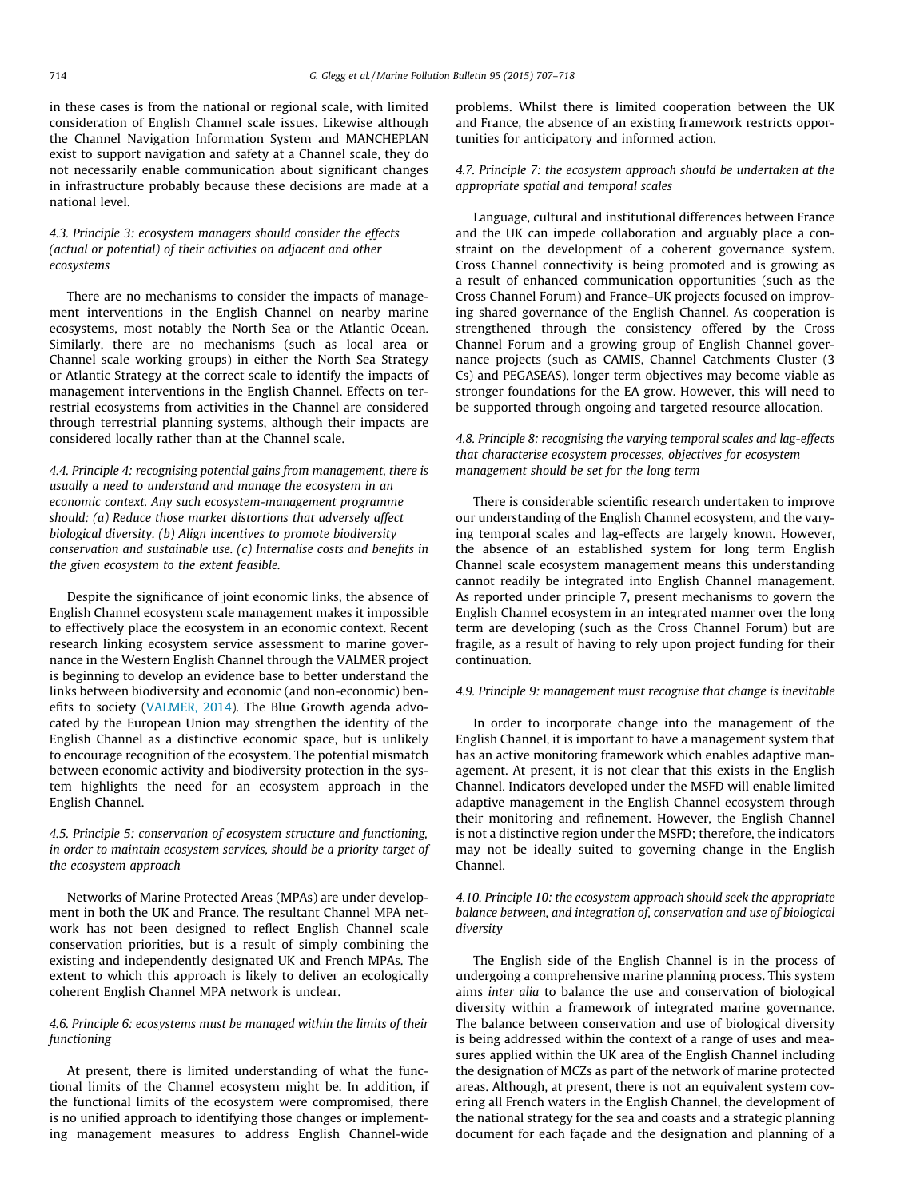in these cases is from the national or regional scale, with limited consideration of English Channel scale issues. Likewise although the Channel Navigation Information System and MANCHEPLAN exist to support navigation and safety at a Channel scale, they do not necessarily enable communication about significant changes in infrastructure probably because these decisions are made at a national level.

### 4.3. Principle 3: ecosystem managers should consider the effects (actual or potential) of their activities on adjacent and other ecosystems

There are no mechanisms to consider the impacts of management interventions in the English Channel on nearby marine ecosystems, most notably the North Sea or the Atlantic Ocean. Similarly, there are no mechanisms (such as local area or Channel scale working groups) in either the North Sea Strategy or Atlantic Strategy at the correct scale to identify the impacts of management interventions in the English Channel. Effects on terrestrial ecosystems from activities in the Channel are considered through terrestrial planning systems, although their impacts are considered locally rather than at the Channel scale.

### 4.4. Principle 4: recognising potential gains from management, there is usually a need to understand and manage the ecosystem in an economic context. Any such ecosystem-management programme should: (a) Reduce those market distortions that adversely affect biological diversity. (b) Align incentives to promote biodiversity conservation and sustainable use. (c) Internalise costs and benefits in the given ecosystem to the extent feasible.

Despite the significance of joint economic links, the absence of English Channel ecosystem scale management makes it impossible to effectively place the ecosystem in an economic context. Recent research linking ecosystem service assessment to marine governance in the Western English Channel through the VALMER project is beginning to develop an evidence base to better understand the links between biodiversity and economic (and non-economic) benefits to society (VALMER, 2014). The Blue Growth agenda advocated by the European Union may strengthen the identity of the English Channel as a distinctive economic space, but is unlikely to encourage recognition of the ecosystem. The potential mismatch between economic activity and biodiversity protection in the system highlights the need for an ecosystem approach in the English Channel.

### 4.5. Principle 5: conservation of ecosystem structure and functioning, in order to maintain ecosystem services, should be a priority target of the ecosystem approach

Networks of Marine Protected Areas (MPAs) are under development in both the UK and France. The resultant Channel MPA network has not been designed to reflect English Channel scale conservation priorities, but is a result of simply combining the existing and independently designated UK and French MPAs. The extent to which this approach is likely to deliver an ecologically coherent English Channel MPA network is unclear.

### 4.6. Principle 6: ecosystems must be managed within the limits of their functioning

At present, there is limited understanding of what the functional limits of the Channel ecosystem might be. In addition, if the functional limits of the ecosystem were compromised, there is no unified approach to identifying those changes or implementing management measures to address English Channel-wide problems. Whilst there is limited cooperation between the UK and France, the absence of an existing framework restricts opportunities for anticipatory and informed action.

### 4.7. Principle 7: the ecosystem approach should be undertaken at the appropriate spatial and temporal scales

Language, cultural and institutional differences between France and the UK can impede collaboration and arguably place a constraint on the development of a coherent governance system. Cross Channel connectivity is being promoted and is growing as a result of enhanced communication opportunities (such as the Cross Channel Forum) and France–UK projects focused on improving shared governance of the English Channel. As cooperation is strengthened through the consistency offered by the Cross Channel Forum and a growing group of English Channel governance projects (such as CAMIS, Channel Catchments Cluster (3 Cs) and PEGASEAS), longer term objectives may become viable as stronger foundations for the EA grow. However, this will need to be supported through ongoing and targeted resource allocation.

### 4.8. Principle 8: recognising the varying temporal scales and lag-effects that characterise ecosystem processes, objectives for ecosystem management should be set for the long term

There is considerable scientific research undertaken to improve our understanding of the English Channel ecosystem, and the varying temporal scales and lag-effects are largely known. However, the absence of an established system for long term English Channel scale ecosystem management means this understanding cannot readily be integrated into English Channel management. As reported under principle 7, present mechanisms to govern the English Channel ecosystem in an integrated manner over the long term are developing (such as the Cross Channel Forum) but are fragile, as a result of having to rely upon project funding for their continuation.

### 4.9. Principle 9: management must recognise that change is inevitable

In order to incorporate change into the management of the English Channel, it is important to have a management system that has an active monitoring framework which enables adaptive management. At present, it is not clear that this exists in the English Channel. Indicators developed under the MSFD will enable limited adaptive management in the English Channel ecosystem through their monitoring and refinement. However, the English Channel is not a distinctive region under the MSFD; therefore, the indicators may not be ideally suited to governing change in the English Channel.

### 4.10. Principle 10: the ecosystem approach should seek the appropriate balance between, and integration of, conservation and use of biological diversity

The English side of the English Channel is in the process of undergoing a comprehensive marine planning process. This system aims *inter alia* to balance the use and conservation of biological diversity within a framework of integrated marine governance. The balance between conservation and use of biological diversity is being addressed within the context of a range of uses and measures applied within the UK area of the English Channel including the designation of MCZs as part of the network of marine protected areas. Although, at present, there is not an equivalent system covering all French waters in the English Channel, the development of the national strategy for the sea and coasts and a strategic planning document for each façade and the designation and planning of a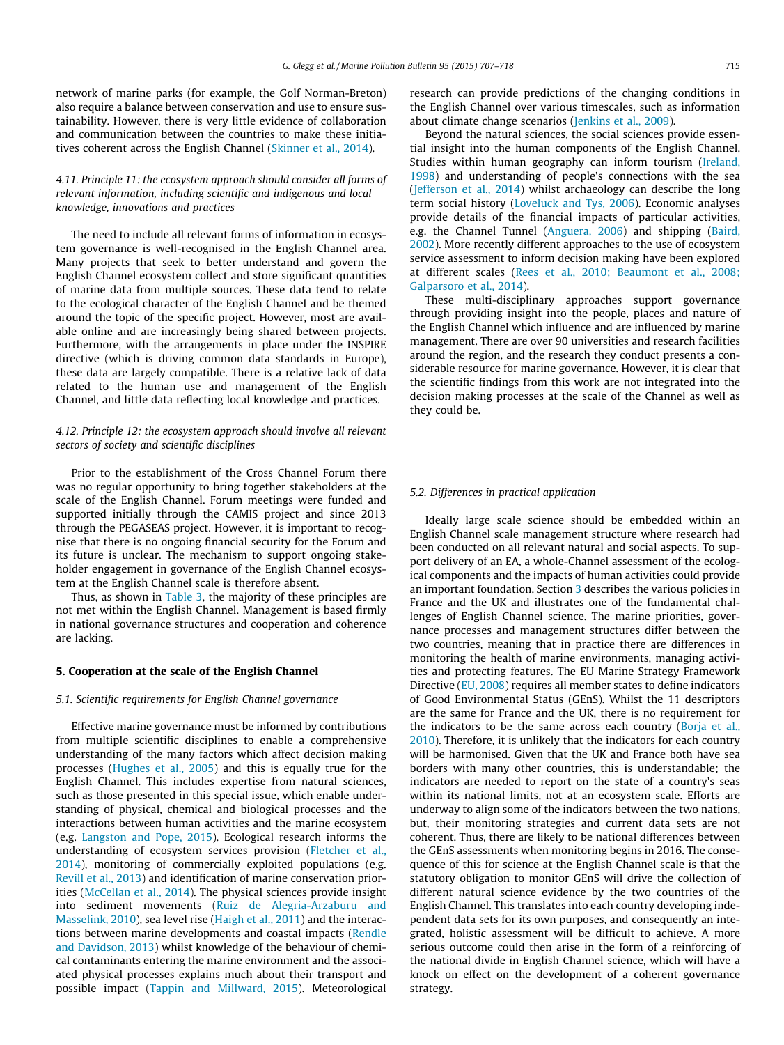network of marine parks (for example, the Golf Norman-Breton) also require a balance between conservation and use to ensure sustainability. However, there is very little evidence of collaboration and communication between the countries to make these initiatives coherent across the English Channel (Skinner et al., 2014).

### 4.11. Principle 11: the ecosystem approach should consider all forms of relevant information, including scientific and indigenous and local knowledge, innovations and practices

The need to include all relevant forms of information in ecosystem governance is well-recognised in the English Channel area. Many projects that seek to better understand and govern the English Channel ecosystem collect and store significant quantities of marine data from multiple sources. These data tend to relate to the ecological character of the English Channel and be themed around the topic of the specific project. However, most are available online and are increasingly being shared between projects. Furthermore, with the arrangements in place under the INSPIRE directive (which is driving common data standards in Europe), these data are largely compatible. There is a relative lack of data related to the human use and management of the English Channel, and little data reflecting local knowledge and practices.

### 4.12. Principle 12: the ecosystem approach should involve all relevant sectors of society and scientific disciplines

Prior to the establishment of the Cross Channel Forum there was no regular opportunity to bring together stakeholders at the scale of the English Channel. Forum meetings were funded and supported initially through the CAMIS project and since 2013 through the PEGASEAS project. However, it is important to recognise that there is no ongoing financial security for the Forum and its future is unclear. The mechanism to support ongoing stakeholder engagement in governance of the English Channel ecosystem at the English Channel scale is therefore absent.

Thus, as shown in Table 3, the majority of these principles are not met within the English Channel. Management is based firmly in national governance structures and cooperation and coherence are lacking.

## 5. Cooperation at the scale of the English Channel

### 5.1. Scientific requirements for English Channel governance

Effective marine governance must be informed by contributions from multiple scientific disciplines to enable a comprehensive understanding of the many factors which affect decision making processes (Hughes et al., 2005) and this is equally true for the English Channel. This includes expertise from natural sciences, such as those presented in this special issue, which enable understanding of physical, chemical and biological processes and the interactions between human activities and the marine ecosystem (e.g. Langston and Pope, 2015). Ecological research informs the understanding of ecosystem services provision (Fletcher et al., 2014), monitoring of commercially exploited populations (e.g. Revill et al., 2013) and identification of marine conservation priorities (McCellan et al., 2014). The physical sciences provide insight into sediment movements (Ruiz de Alegria-Arzaburu and Masselink, 2010), sea level rise (Haigh et al., 2011) and the interactions between marine developments and coastal impacts (Rendle and Davidson, 2013) whilst knowledge of the behaviour of chemical contaminants entering the marine environment and the associated physical processes explains much about their transport and possible impact (Tappin and Millward, 2015). Meteorological research can provide predictions of the changing conditions in the English Channel over various timescales, such as information about climate change scenarios (Jenkins et al., 2009).

Beyond the natural sciences, the social sciences provide essential insight into the human components of the English Channel. Studies within human geography can inform tourism (Ireland, 1998) and understanding of people's connections with the sea (Jefferson et al., 2014) whilst archaeology can describe the long term social history (Loveluck and Tys, 2006). Economic analyses provide details of the financial impacts of particular activities, e.g. the Channel Tunnel (Anguera, 2006) and shipping (Baird, 2002). More recently different approaches to the use of ecosystem service assessment to inform decision making have been explored at different scales (Rees et al., 2010; Beaumont et al., 2008; Galparsoro et al., 2014).

These multi-disciplinary approaches support governance through providing insight into the people, places and nature of the English Channel which influence and are influenced by marine management. There are over 90 universities and research facilities around the region, and the research they conduct presents a considerable resource for marine governance. However, it is clear that the scientific findings from this work are not integrated into the decision making processes at the scale of the Channel as well as they could be.

### 5.2. Differences in practical application

Ideally large scale science should be embedded within an English Channel scale management structure where research had been conducted on all relevant natural and social aspects. To support delivery of an EA, a whole-Channel assessment of the ecological components and the impacts of human activities could provide an important foundation. Section 3 describes the various policies in France and the UK and illustrates one of the fundamental challenges of English Channel science. The marine priorities, governance processes and management structures differ between the two countries, meaning that in practice there are differences in monitoring the health of marine environments, managing activities and protecting features. The EU Marine Strategy Framework Directive (EU, 2008) requires all member states to define indicators of Good Environmental Status (GEnS). Whilst the 11 descriptors are the same for France and the UK, there is no requirement for the indicators to be the same across each country (Borja et al., 2010). Therefore, it is unlikely that the indicators for each country will be harmonised. Given that the UK and France both have sea borders with many other countries, this is understandable; the indicators are needed to report on the state of a country's seas within its national limits, not at an ecosystem scale. Efforts are underway to align some of the indicators between the two nations, but, their monitoring strategies and current data sets are not coherent. Thus, there are likely to be national differences between the GEnS assessments when monitoring begins in 2016. The consequence of this for science at the English Channel scale is that the statutory obligation to monitor GEnS will drive the collection of different natural science evidence by the two countries of the English Channel. This translates into each country developing independent data sets for its own purposes, and consequently an integrated, holistic assessment will be difficult to achieve. A more serious outcome could then arise in the form of a reinforcing of the national divide in English Channel science, which will have a knock on effect on the development of a coherent governance strategy.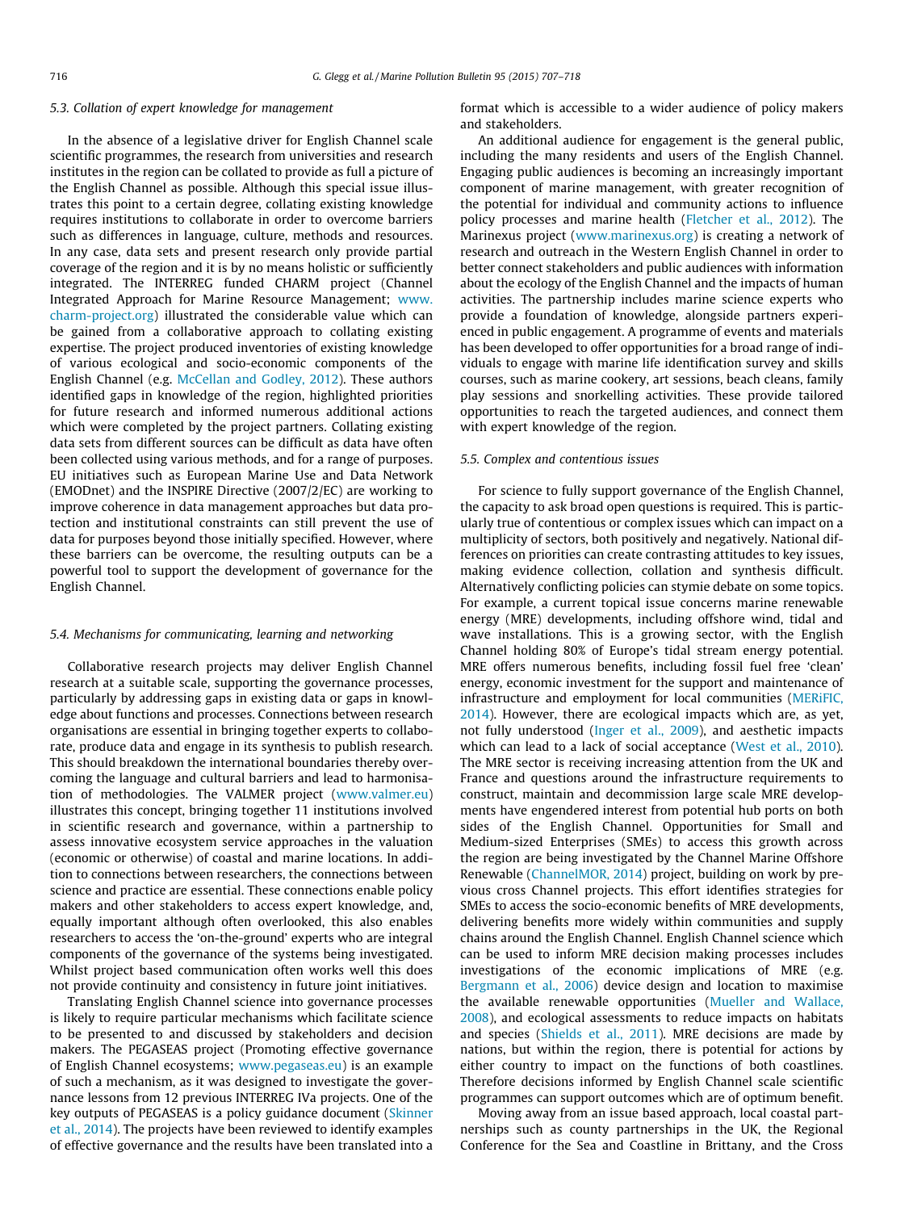### 5.3. Collation of expert knowledge for management

In the absence of a legislative driver for English Channel scale scientific programmes, the research from universities and research institutes in the region can be collated to provide as full a picture of the English Channel as possible. Although this special issue illustrates this point to a certain degree, collating existing knowledge requires institutions to collaborate in order to overcome barriers such as differences in language, culture, methods and resources. In any case, data sets and present research only provide partial coverage of the region and it is by no means holistic or sufficiently integrated. The INTERREG funded CHARM project (Channel Integrated Approach for Marine Resource Management; www.charm-project.org) illustrated the considerable value which can be gained from a collaborative approach to collating existing expertise. The project produced inventories of existing knowledge of various ecological and socio-economic components of the English Channel (e.g. McCellan and Godley, 2012). These authors identified gaps in knowledge of the region, highlighted priorities for future research and informed numerous additional actions which were completed by the project partners. Collating existing data sets from different sources can be difficult as data have often been collected using various methods, and for a range of purposes. EU initiatives such as European Marine Use and Data Network (EMODnet) and the INSPIRE Directive (2007/2/EC) are working to improve coherence in data management approaches but data protection and institutional constraints can still prevent the use of data for purposes beyond those initially specified. However, where these barriers can be overcome, the resulting outputs can be a powerful tool to support the development of governance for the English Channel.

### 5.4. Mechanisms for communicating, learning and networking

Collaborative research projects may deliver English Channel research at a suitable scale, supporting the governance processes, particularly by addressing gaps in existing data or gaps in knowledge about functions and processes. Connections between research organisations are essential in bringing together experts to collaborate, produce data and engage in its synthesis to publish research. This should breakdown the international boundaries thereby overcoming the language and cultural barriers and lead to harmonisation of methodologies. The VALMER project (www.valmer.eu) illustrates this concept, bringing together 11 institutions involved in scientific research and governance, within a partnership to assess innovative ecosystem service approaches in the valuation (economic or otherwise) of coastal and marine locations. In addition to connections between researchers, the connections between science and practice are essential. These connections enable policy makers and other stakeholders to access expert knowledge, and, equally important although often overlooked, this also enables researchers to access the 'on-the-ground' experts who are integral components of the governance of the systems being investigated. Whilst project based communication often works well this does not provide continuity and consistency in future joint initiatives.

Translating English Channel science into governance processes is likely to require particular mechanisms which facilitate science to be presented to and discussed by stakeholders and decision makers. The PEGASEAS project (Promoting effective governance of English Channel ecosystems; www.pegaseas.eu) is an example of such a mechanism, as it was designed to investigate the governance lessons from 12 previous INTERREG IVa projects. One of the key outputs of PEGASEAS is a policy guidance document (Skinner et al., 2014). The projects have been reviewed to identify examples of effective governance and the results have been translated into a format which is accessible to a wider audience of policy makers and stakeholders.

An additional audience for engagement is the general public, including the many residents and users of the English Channel. Engaging public audiences is becoming an increasingly important component of marine management, with greater recognition of the potential for individual and community actions to influence policy processes and marine health (Fletcher et al., 2012). The Marinexus project (www.marinexus.org) is creating a network of research and outreach in the Western English Channel in order to better connect stakeholders and public audiences with information about the ecology of the English Channel and the impacts of human activities. The partnership includes marine science experts who provide a foundation of knowledge, alongside partners experienced in public engagement. A programme of events and materials has been developed to offer opportunities for a broad range of individuals to engage with marine life identification survey and skills courses, such as marine cookery, art sessions, beach cleans, family play sessions and snorkelling activities. These provide tailored opportunities to reach the targeted audiences, and connect them with expert knowledge of the region.

### 5.5. Complex and contentious issues

For science to fully support governance of the English Channel, the capacity to ask broad open questions is required. This is particularly true of contentious or complex issues which can impact on a multiplicity of sectors, both positively and negatively. National differences on priorities can create contrasting attitudes to key issues, making evidence collection, collation and synthesis difficult. Alternatively conflicting policies can stymie debate on some topics. For example, a current topical issue concerns marine renewable energy (MRE) developments, including offshore wind, tidal and wave installations. This is a growing sector, with the English Channel holding 80% of Europe's tidal stream energy potential. MRE offers numerous benefits, including fossil fuel free 'clean' energy, economic investment for the support and maintenance of infrastructure and employment for local communities (MERiFIC, 2014). However, there are ecological impacts which are, as yet, not fully understood (Inger et al., 2009), and aesthetic impacts which can lead to a lack of social acceptance (West et al., 2010). The MRE sector is receiving increasing attention from the UK and France and questions around the infrastructure requirements to construct, maintain and decommission large scale MRE developments have engendered interest from potential hub ports on both sides of the English Channel. Opportunities for Small and Medium-sized Enterprises (SMEs) to access this growth across the region are being investigated by the Channel Marine Offshore Renewable (ChannelMOR, 2014) project, building on work by previous cross Channel projects. This effort identifies strategies for SMEs to access the socio-economic benefits of MRE developments, delivering benefits more widely within communities and supply chains around the English Channel. English Channel science which can be used to inform MRE decision making processes includes investigations of the economic implications of MRE (e.g. Bergmann et al., 2006) device design and location to maximise the available renewable opportunities (Mueller and Wallace, 2008), and ecological assessments to reduce impacts on habitats and species (Shields et al., 2011). MRE decisions are made by nations, but within the region, there is potential for actions by either country to impact on the functions of both coastlines. Therefore decisions informed by English Channel scale scientific programmes can support outcomes which are of optimum benefit.

Moving away from an issue based approach, local coastal partnerships such as county partnerships in the UK, the Regional Conference for the Sea and Coastline in Brittany, and the Cross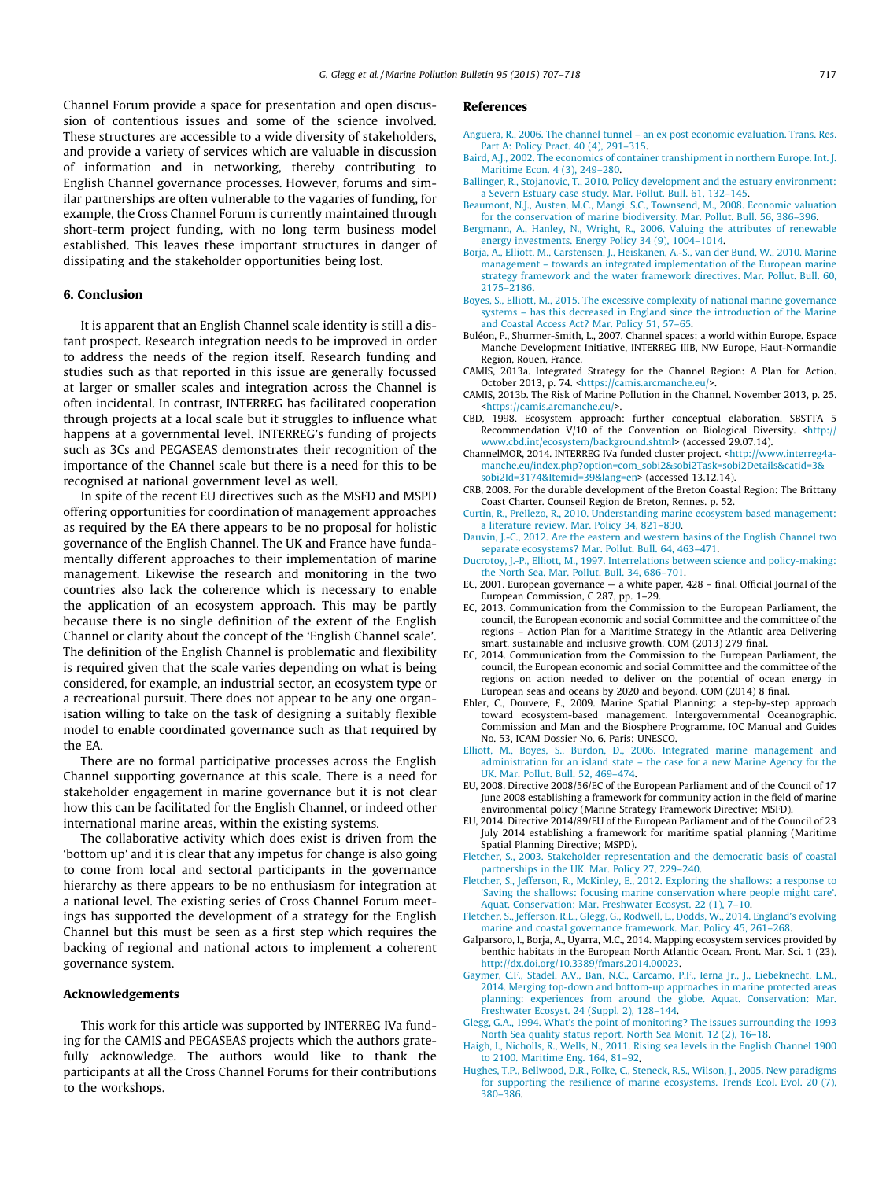Channel Forum provide a space for presentation and open discussion of contentious issues and some of the science involved. These structures are accessible to a wide diversity of stakeholders, and provide a variety of services which are valuable in discussion of information and in networking, thereby contributing to English Channel governance processes. However, forums and similar partnerships are often vulnerable to the vagaries of funding, for example, the Cross Channel Forum is currently maintained through short-term project funding, with no long term business model established. This leaves these important structures in danger of dissipating and the stakeholder opportunities being lost.

## 6. Conclusion

It is apparent that an English Channel scale identity is still a distant prospect. Research integration needs to be improved in order to address the needs of the region itself. Research funding and studies such as that reported in this issue are generally focussed at larger or smaller scales and integration across the Channel is often incidental. In contrast, INTERREG has facilitated cooperation through projects at a local scale but it struggles to influence what happens at a governmental level. INTERREG's funding of projects such as 3Cs and PEGASEAS demonstrates their recognition of the importance of the Channel scale but there is a need for this to be recognised at national government level as well.

In spite of the recent EU directives such as the MSFD and MSPD offering opportunities for coordination of management approaches as required by the EA there appears to be no proposal for holistic governance of the English Channel. The UK and France have fundamentally different approaches to their implementation of marine management. Likewise the research and monitoring in the two countries also lack the coherence which is necessary to enable the application of an ecosystem approach. This may be partly because there is no single definition of the extent of the English Channel or clarity about the concept of the 'English Channel scale'. The definition of the English Channel is problematic and flexibility is required given that the scale varies depending on what is being considered, for example, an industrial sector, an ecosystem type or a recreational pursuit. There does not appear to be any one organisation willing to take on the task of designing a suitably flexible model to enable coordinated governance such as that required by the EA.

There are no formal participative processes across the English Channel supporting governance at this scale. There is a need for stakeholder engagement in marine governance but it is not clear how this can be facilitated for the English Channel, or indeed other international marine areas, within the existing systems.

The collaborative activity which does exist is driven from the 'bottom up' and it is clear that any impetus for change is also going to come from local and sectoral participants in the governance hierarchy as there appears to be no enthusiasm for integration at a national level. The existing series of Cross Channel Forum meetings has supported the development of a strategy for the English Channel but this must be seen as a first step which requires the backing of regional and national actors to implement a coherent governance system.

## Acknowledgements

This work for this article was supported by INTERREG IVa funding for the CAMIS and PEGASEAS projects which the authors gratefully acknowledge. The authors would like to thank the participants at all the Cross Channel Forums for their contributions to the workshops.

## References

Anguera, R., 2006. The channel tunnel – an ex post economic evaluation. Trans. Res. Part A: Policy Pract. 40 (4), 291–315.

Baird, A.J., 2002. The economics of container transhipment in northern Europe. Int. J. Maritime Econ. 4 (3), 249–280.

Ballinger, R., Stojanovic, T., 2010. Policy development and the estuary environment: a Severn Estuary case study. Mar. Pollut. Bull. 61, 132–145.

Beaumont, N.J., Austen, M.C., Mangi, S.C., Townsend, M., 2008. Economic valuation for the conservation of marine biodiversity. Mar. Pollut. Bull. 56, 386–396.

Bergmann, A., Hanley, N., Wright, R., 2006. Valuing the attributes of renewable energy investments. Energy Policy 34 (9), 1004–1014.

Borja, A., Elliott, M., Carstensen, J., Heiskanen, A.-S., van der Bund, W., 2010. Marine management – towards an integrated implementation of the European marine strategy framework and the water framework directives. Mar. Pollut. Bull. 60, 2175–2186.

Boyes, S., Elliott, M., 2015. The excessive complexity of national marine governance systems – has this decreased in England since the introduction of the Marine and Coastal Access Act? Mar. Policy 51, 57–65.

Buléon, P., Shurmer-Smith, L., 2007. Channel spaces; a world within Europe. Espace Manche Development Initiative, INTERREG IIIB, NW Europe, Haut-Normandie Region, Rouen, France.

CAMIS, 2013a. Integrated Strategy for the Channel Region: A Plan for Action. October 2013, p. 74. <https://camis.arcmanche.eu/>.

CAMIS, 2013b. The Risk of Marine Pollution in the Channel. November 2013, p. 25. <https://camis.arcmanche.eu/>.

CBD, 1998. Ecosystem approach: further conceptual elaboration. SBSTTA 5 Recommendation V/10 of the Convention on Biological Diversity. <http://www.cbd.int/ecosystem/background.shtml> (accessed 29.07.14).

ChannelMOR, 2014. INTERREG IVa funded cluster project. <http://www.interreg4a-manche.eu/index.php?option=com_sobi2&sobi2Task=sobi2Details&catid=3&sobi2Id=3174&Itemid=39&lang=en> (accessed 13.12.14).

CRB, 2008. For the durable development of the Breton Coastal Region: The Brittany Coast Charter. Counseil Region de Breton, Rennes. p. 52.

Curtin, R., Prellezo, R., 2010. Understanding marine ecosystem based management: a literature review. Mar. Policy 34, 821–830.

Dauvin, J.-C., 2012. Are the eastern and western basins of the English Channel two separate ecosystems? Mar. Pollut. Bull. 64, 463–471.

Ducrotoy, J.-P., Elliott, M., 1997. Interrelations between science and policy-making: the North Sea. Mar. Pollut. Bull. 34, 686–701.

EC, 2001. European governance — a white paper, 428 – final. Official Journal of the European Commission, C 287, pp. 1–29.

EC, 2013. Communication from the Commission to the European Parliament, the council, the European economic and social Committee and the committee of the regions – Action Plan for a Maritime Strategy in the Atlantic area Delivering smart, sustainable and inclusive growth. COM (2013) 279 final.

EC, 2014. Communication from the Commission to the European Parliament, the council, the European economic and social Committee and the committee of the regions on action needed to deliver on the potential of ocean energy in European seas and oceans by 2020 and beyond. COM (2014) 8 final.

Ehler, C., Douvere, F., 2009. Marine Spatial Planning: a step-by-step approach toward ecosystem-based management. Intergovernmental Oceanographic. Commission and Man and the Biosphere Programme. IOC Manual and Guides No. 53, ICAM Dossier No. 6. Paris: UNESCO.

Elliott, M., Boyes, S., Burdon, D., 2006. Integrated marine management and administration for an island state – the case for a new Marine Agency for the UK. Mar. Pollut. Bull. 52, 469–474.

EU, 2008. Directive 2008/56/EC of the European Parliament and of the Council of 17 June 2008 establishing a framework for community action in the field of marine environmental policy (Marine Strategy Framework Directive; MSFD).

EU, 2014. Directive 2014/89/EU of the European Parliament and of the Council of 23 July 2014 establishing a framework for maritime spatial planning (Maritime Spatial Planning Directive; MSPD).

Fletcher, S., 2003. Stakeholder representation and the democratic basis of coastal partnerships in the UK. Mar. Policy 27, 229–240.

Fletcher, S., Jefferson, R., McKinley, E., 2012. Exploring the shallows: a response to 'Saving the shallows: focusing marine conservation where people might care'. Aquat. Conservation: Mar. Freshwater Ecosyst. 22 (1), 7–10.

Fletcher, S., Jefferson, R.L., Glegg, G., Rodwell, L., Dodds, W., 2014. England's evolving marine and coastal governance framework. Mar. Policy 45, 261–268.

Galparsoro, I., Borja, A., Uyarra, M.C., 2014. Mapping ecosystem services provided by benthic habitats in the European North Atlantic Ocean. Front. Mar. Sci. 1 (23). http://dx.doi.org/10.3389/fmars.2014.00023.

Gaymer, C.F., Stadel, A.V., Ban, N.C., Carcamo, P.F., Ierna Jr., J., Liebeknecht, L.M., 2014. Merging top-down and bottom-up approaches in marine protected areas planning: experiences from around the globe. Aquat. Conservation: Mar. Freshwater Ecosyst. 24 (Suppl. 2), 128–144.

Glegg, G.A., 1994. What's the point of monitoring? The issues surrounding the 1993 North Sea quality status report. North Sea Monit. 12 (2), 16–18.

Haigh, I., Nicholls, R., Wells, N., 2011. Rising sea levels in the English Channel 1900 to 2100. Maritime Eng. 164, 81–92.

Hughes, T.P., Bellwood, D.R., Folke, C., Steneck, R.S., Wilson, J., 2005. New paradigms for supporting the resilience of marine ecosystems. Trends Ecol. Evol. 20 (7), 380–386.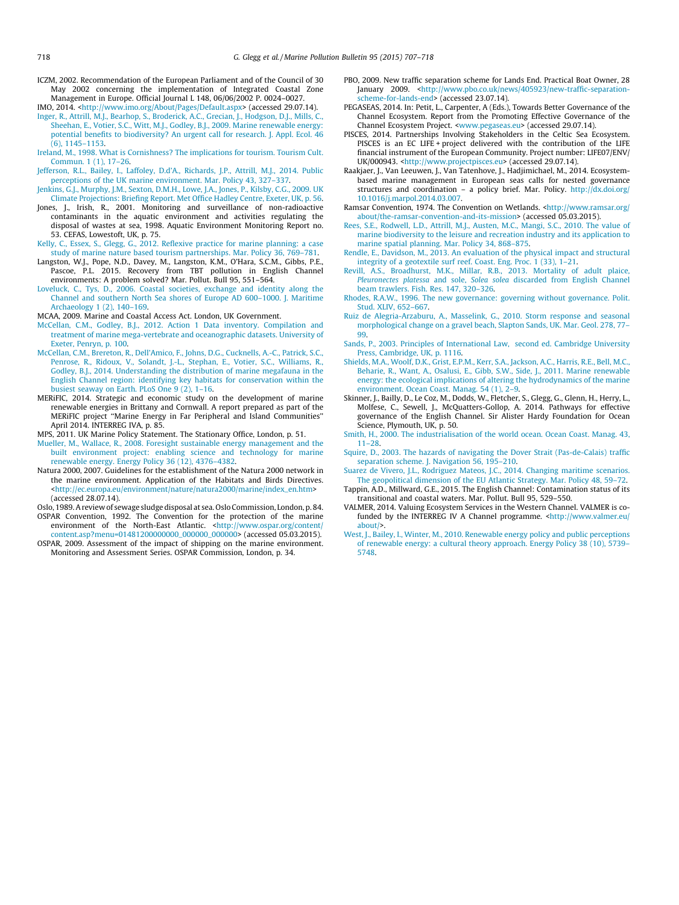ICZM, 2002. Recommendation of the European Parliament and of the Council of 30 May 2002 concerning the implementation of Integrated Coastal Zone Management in Europe. Official Journal L 148, 06/06/2002 P. 0024–0027.

IMO, 2014. <http://www.imo.org/About/Pages/Default.aspx> (accessed 29.07.14).

Inger, R., Attrill, M.J., Bearhop, S., Broderick, A.C., Grecian, J., Hodgson, D.J., Mills, C., Sheehan, E., Votier, S.C., Witt, M.J., Godley, B.J., 2009. Marine renewable energy: potential benefits to biodiversity? An urgent call for research. J. Appl. Ecol. 46 (6), 1145–1153.

Ireland, M., 1998. What is Cornishness? The implications for tourism. Tourism Cult. Commun. 1 (1), 17–26.

Jefferson, R.L., Bailey, I., Laffoley, D.d'A., Richards, J.P., Attrill, M.J., 2014. Public perceptions of the UK marine environment. Mar. Policy 43, 327–337.

Jenkins, G.J., Murphy, J.M., Sexton, D.M.H., Lowe, J.A., Jones, P., Kilsby, C.G., 2009. UK Climate Projections: Briefing Report. Met Office Hadley Centre, Exeter, UK, p. 56.

Jones, J., Irish, R., 2001. Monitoring and surveillance of non-radioactive contaminants in the aquatic environment and activities regulating the disposal of wastes at sea, 1998. Aquatic Environment Monitoring Report no. 53. CEFAS, Lowestoft, UK, p. 75.

Kelly, C., Essex, S., Glegg, G., 2012. Reflexive practice for marine planning: a case study of marine nature based tourism partnerships. Mar. Policy 36, 769–781.

Langston, W.J., Pope, N.D., Davey, M., Langston, K.M., O'Hara, S.C.M., Gibbs, P.E., Pascoe, P.L. 2015. Recovery from TBT pollution in English Channel environments: A problem solved? Mar. Pollut. Bull 95, 551–564.

Loveluck, C., Tys, D., 2006. Coastal societies, exchange and identity along the Channel and southern North Sea shores of Europe AD 600–1000. J. Maritime Archaeology 1 (2), 140–169.

MCAA, 2009. Marine and Coastal Access Act. London, UK Government.

McCellan, C.M., Godley, B.J., 2012. Action 1 Data inventory. Compilation and treatment of marine mega-vertebrate and oceanographic datasets. University of Exeter, Penryn, p. 100.

McCellan, C.M., Brereton, R., Dell'Amico, F., Johns, D.G., Cucknells, A.-C., Patrick, S.C., Penrose, R., Ridoux, V., Solandt, J.-L., Stephan, E., Votier, S.C., Williams, R., Godley, B.J., 2014. Understanding the distribution of marine megafauna in the English Channel region: identifying key habitats for conservation within the busiest seaway on Earth. PLoS One 9 (2), 1–16.

MERiFIC, 2014. Strategic and economic study on the development of marine renewable energies in Brittany and Cornwall. A report prepared as part of the MERiFIC project "Marine Energy in Far Peripheral and Island Communities" April 2014. INTERREG IVA, p. 85.

MPS, 2011. UK Marine Policy Statement. The Stationary Office, London, p. 51.

Mueller, M., Wallace, R., 2008. Foresight sustainable energy management and the built environment project: enabling science and technology for marine renewable energy. Energy Policy 36 (12), 4376–4382.

Natura 2000, 2007. Guidelines for the establishment of the Natura 2000 network in the marine environment. Application of the Habitats and Birds Directives. <http://ec.europa.eu/environment/nature/natura2000/marine/index_en.htm> (accessed 28.07.14).

Oslo, 1989. A review of sewage sludge disposal at sea. Oslo Commission, London, p. 84.

OSPAR Convention, 1992. The Convention for the protection of the marine environment of the North-East Atlantic. <http://www.ospar.org/content/content.asp?menu=01481200000000_000000_000000> (accessed 05.03.2015).

OSPAR, 2009. Assessment of the impact of shipping on the marine environment. Monitoring and Assessment Series. OSPAR Commission, London, p. 34.

PBO, 2009. New traffic separation scheme for Lands End. Practical Boat Owner, 28 January 2009. <http://www.pbo.co.uk/news/405923/new-traffic-separation-scheme-for-lands-end> (accessed 23.07.14).

PEGASEAS, 2014. In: Petit, L., Carpenter, A (Eds.), Towards Better Governance of the Channel Ecosystem. Report from the Promoting Effective Governance of the Channel Ecosystem Project. <www.pegaseas.eu> (accessed 29.07.14).

PISCES, 2014. Partnerships Involving Stakeholders in the Celtic Sea Ecosystem. PISCES is an EC LIFE + project delivered with the contribution of the LIFE financial instrument of the European Community. Project number: LIFE07/ENV/UK/000943. <http://www.projectpisces.eu> (accessed 29.07.14).

Raakjaer, J., Van Leeuwen, J., Van Tatenhove, J., Hadjimichael, M., 2014. Ecosystem-based marine management in European seas calls for nested governance structures and coordination – a policy brief. Mar. Policy. http://dx.doi.org/10.1016/j.marpol.2014.03.007.

Ramsar Convention, 1974. The Convention on Wetlands. <http://www.ramsar.org/about/the-ramsar-convention-and-its-mission> (accessed 05.03.2015).

Rees, S.E., Rodwell, L.D., Attrill, M.J., Austen, M.C., Mangi, S.C., 2010. The value of marine biodiversity to the leisure and recreation industry and its application to marine spatial planning. Mar. Policy 34, 868–875.

Rendle, E., Davidson, M., 2013. An evaluation of the physical impact and structural integrity of a geotextile surf reef. Coast. Eng. Proc. 1 (33), 1–21.

Revill, A.S., Broadhurst, M.K., Millar, R.B., 2013. Mortality of adult plaice, *Pleuronectes platessa* and sole, *Solea solea* discarded from English Channel beam trawlers. Fish. Res. 147, 320–326.

Rhodes, R.A.W., 1996. The new governance: governing without governance. Polit. Stud. XLIV, 652–667.

Ruiz de Alegria-Arzaburu, A., Masselink, G., 2010. Storm response and seasonal morphological change on a gravel beach, Slapton Sands, UK. Mar. Geol. 278, 77–99.

Sands, P., 2003. Principles of International Law, second ed. Cambridge University Press, Cambridge, UK, p. 1116.

Shields, M.A., Woolf, D.K., Grist, E.P.M., Kerr, S.A., Jackson, A.C., Harris, R.E., Bell, M.C., Beharie, R., Want, A., Osalusi, E., Gibb, S.W., Side, J., 2011. Marine renewable energy: the ecological implications of altering the hydrodynamics of the marine environment. Ocean Coast. Manag. 54 (1), 2–9.

Skinner, J., Bailly, D., Le Coz, M., Dodds, W., Fletcher, S., Glegg, G., Glenn, H., Herry, L., Molfese, C., Sewell, J., McQuatters-Gollop, A. 2014. Pathways for effective governance of the English Channel. Sir Alister Hardy Foundation for Ocean Science, Plymouth, UK, p. 50.

Smith, H., 2000. The industrialisation of the world ocean. Ocean Coast. Manag. 43, 11–28.

Squire, D., 2003. The hazards of navigating the Dover Strait (Pas-de-Calais) traffic separation scheme. J. Navigation 56, 195–210.

Suarez de Vivero, J.L., Rodriguez Mateos, J.C., 2014. Changing maritime scenarios. The geopolitical dimension of the EU Atlantic Strategy. Mar. Policy 48, 59–72.

Tappin, A.D., Millward, G.E., 2015. The English Channel: Contamination status of its transitional and coastal waters. Mar. Pollut. Bull 95, 529–550.

VALMER, 2014. Valuing Ecosystem Services in the Western Channel. VALMER is co-funded by the INTERREG IV A Channel programme. <http://www.valmer.eu/about/>.

West, J., Bailey, I., Winter, M., 2010. Renewable energy policy and public perceptions of renewable energy: a cultural theory approach. Energy Policy 38 (10), 5739–5748.